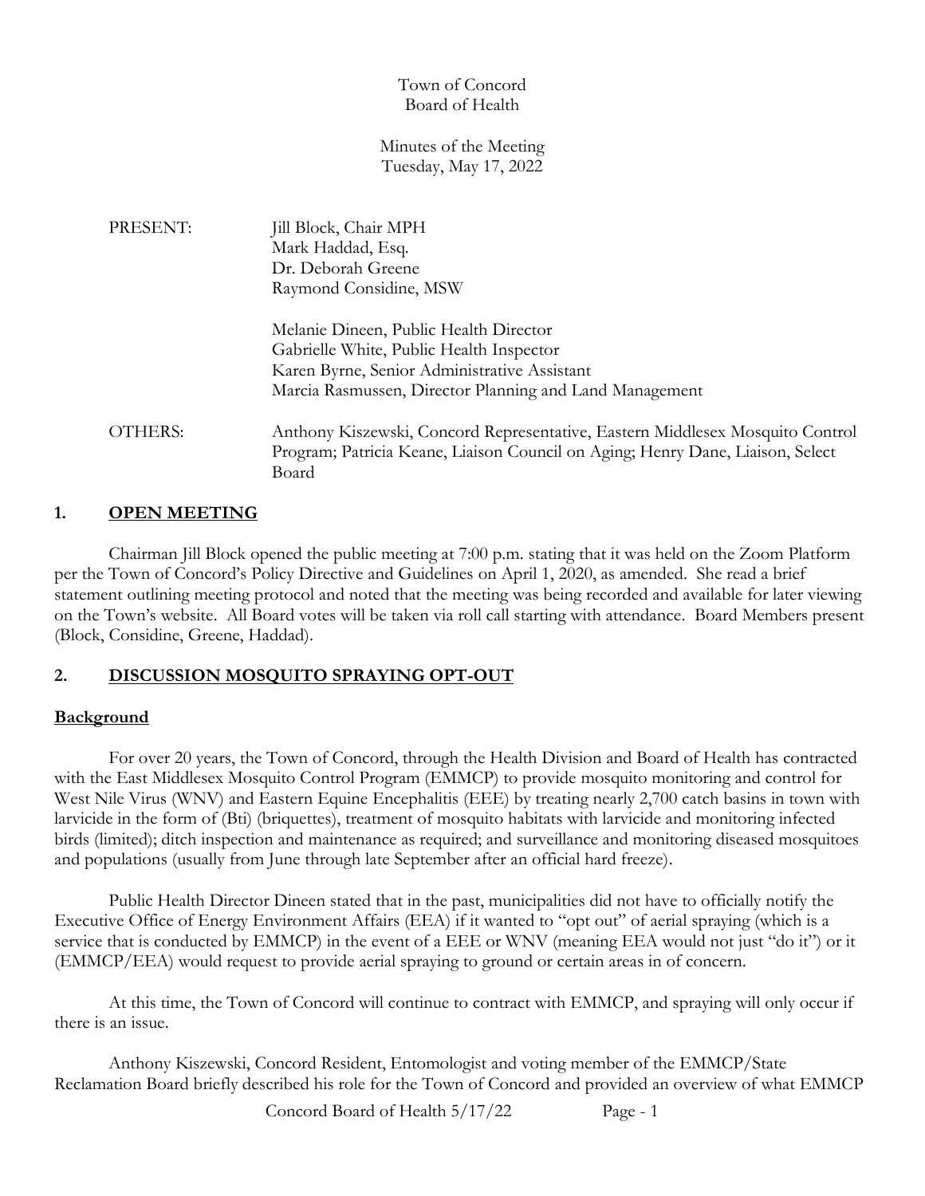Town of Concord
Board of Health

Minutes of the Meeting
Tuesday, May 17, 2022

| | |
|---|---|
| PRESENT: | Jill Block, Chair MPH<br>Mark Haddad, Esq.<br>Dr. Deborah Greene<br>Raymond Considine, MSW |
| | Melanie Dineen, Public Health Director<br>Gabrielle White, Public Health Inspector<br>Karen Byrne, Senior Administrative Assistant<br>Marcia Rasmussen, Director Planning and Land Management |
| OTHERS: | Anthony Kiszewski, Concord Representative, Eastern Middlesex Mosquito Control Program; Patricia Keane, Liaison Council on Aging; Henry Dane, Liaison, Select Board |

## 1. OPEN MEETING

Chairman Jill Block opened the public meeting at 7:00 p.m. stating that it was held on the Zoom Platform per the Town of Concord's Policy Directive and Guidelines on April 1, 2020, as amended. She read a brief statement outlining meeting protocol and noted that the meeting was being recorded and available for later viewing on the Town's website. All Board votes will be taken via roll call starting with attendance. Board Members present (Block, Considine, Greene, Haddad).

## 2. DISCUSSION MOSQUITO SPRAYING OPT-OUT

**Background**

For over 20 years, the Town of Concord, through the Health Division and Board of Health has contracted with the East Middlesex Mosquito Control Program (EMMCP) to provide mosquito monitoring and control for West Nile Virus (WNV) and Eastern Equine Encephalitis (EEE) by treating nearly 2,700 catch basins in town with larvicide in the form of (Bti) (briquettes), treatment of mosquito habitats with larvicide and monitoring infected birds (limited); ditch inspection and maintenance as required; and surveillance and monitoring diseased mosquitoes and populations (usually from June through late September after an official hard freeze).

Public Health Director Dineen stated that in the past, municipalities did not have to officially notify the Executive Office of Energy Environment Affairs (EEA) if it wanted to "opt out" of aerial spraying (which is a service that is conducted by EMMCP) in the event of a EEE or WNV (meaning EEA would not just "do it") or it (EMMCP/EEA) would request to provide aerial spraying to ground or certain areas in of concern.

At this time, the Town of Concord will continue to contract with EMMCP, and spraying will only occur if there is an issue.

Anthony Kiszewski, Concord Resident, Entomologist and voting member of the EMMCP/State Reclamation Board briefly described his role for the Town of Concord and provided an overview of what EMMCP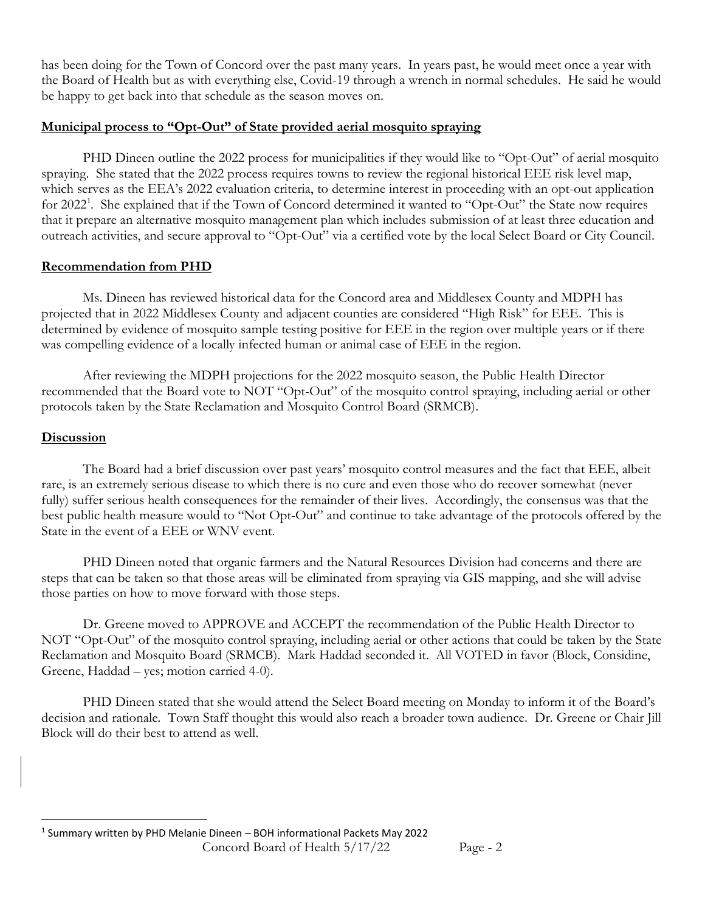has been doing for the Town of Concord over the past many years. In years past, he would meet once a year with the Board of Health but as with everything else, Covid-19 through a wrench in normal schedules. He said he would be happy to get back into that schedule as the season moves on.

**Municipal process to "Opt-Out" of State provided aerial mosquito spraying**

PHD Dineen outline the 2022 process for municipalities if they would like to "Opt-Out" of aerial mosquito spraying. She stated that the 2022 process requires towns to review the regional historical EEE risk level map, which serves as the EEA's 2022 evaluation criteria, to determine interest in proceeding with an opt-out application for 2022[1]. She explained that if the Town of Concord determined it wanted to "Opt-Out" the State now requires that it prepare an alternative mosquito management plan which includes submission of at least three education and outreach activities, and secure approval to "Opt-Out" via a certified vote by the local Select Board or City Council.

**Recommendation from PHD**

Ms. Dineen has reviewed historical data for the Concord area and Middlesex County and MDPH has projected that in 2022 Middlesex County and adjacent counties are considered "High Risk" for EEE. This is determined by evidence of mosquito sample testing positive for EEE in the region over multiple years or if there was compelling evidence of a locally infected human or animal case of EEE in the region.

After reviewing the MDPH projections for the 2022 mosquito season, the Public Health Director recommended that the Board vote to NOT "Opt-Out" of the mosquito control spraying, including aerial or other protocols taken by the State Reclamation and Mosquito Control Board (SRMCB).

**Discussion**

The Board had a brief discussion over past years' mosquito control measures and the fact that EEE, albeit rare, is an extremely serious disease to which there is no cure and even those who do recover somewhat (never fully) suffer serious health consequences for the remainder of their lives. Accordingly, the consensus was that the best public health measure would to "Not Opt-Out" and continue to take advantage of the protocols offered by the State in the event of a EEE or WNV event.

PHD Dineen noted that organic farmers and the Natural Resources Division had concerns and there are steps that can be taken so that those areas will be eliminated from spraying via GIS mapping, and she will advise those parties on how to move forward with those steps.

Dr. Greene moved to APPROVE and ACCEPT the recommendation of the Public Health Director to NOT "Opt-Out" of the mosquito control spraying, including aerial or other actions that could be taken by the State Reclamation and Mosquito Board (SRMCB). Mark Haddad seconded it. All VOTED in favor (Block, Considine, Greene, Haddad – yes; motion carried 4-0).

PHD Dineen stated that she would attend the Select Board meeting on Monday to inform it of the Board's decision and rationale. Town Staff thought this would also reach a broader town audience. Dr. Greene or Chair Jill Block will do their best to attend as well.

[1] Summary written by PHD Melanie Dineen – BOH informational Packets May 2022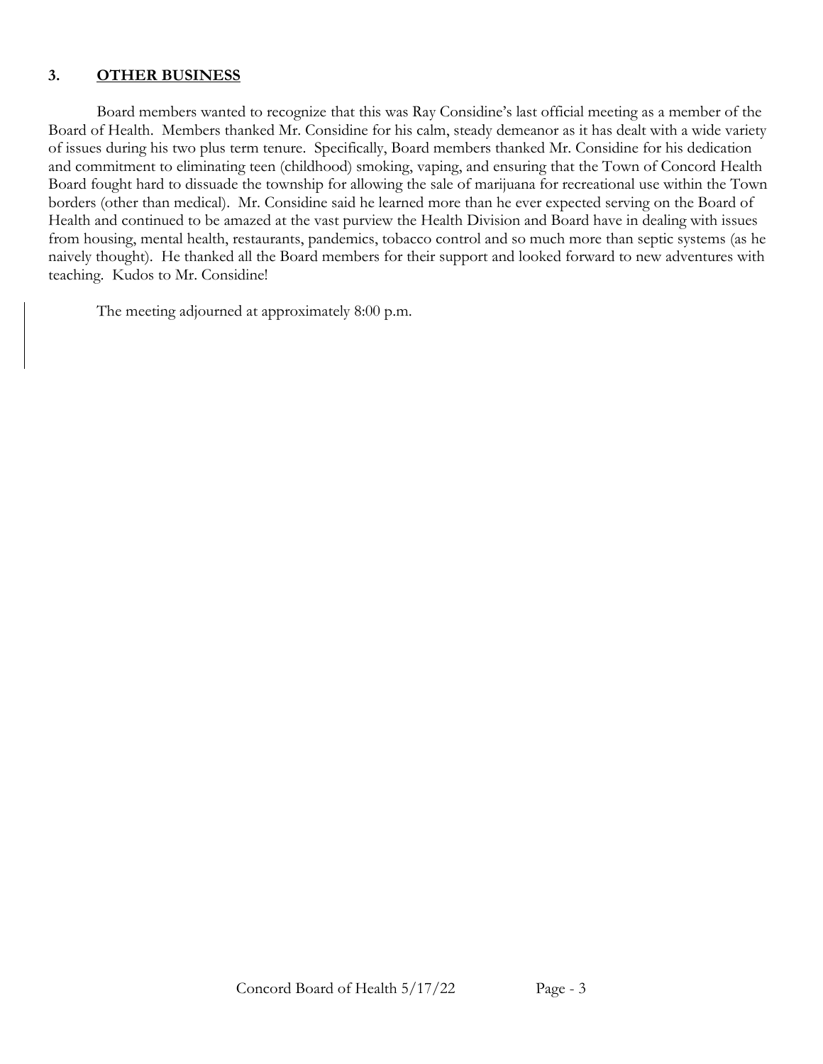### 3. **OTHER BUSINESS**

Board members wanted to recognize that this was Ray Considine's last official meeting as a member of the Board of Health. Members thanked Mr. Considine for his calm, steady demeanor as it has dealt with a wide variety of issues during his two plus term tenure. Specifically, Board members thanked Mr. Considine for his dedication and commitment to eliminating teen (childhood) smoking, vaping, and ensuring that the Town of Concord Health Board fought hard to dissuade the township for allowing the sale of marijuana for recreational use within the Town borders (other than medical). Mr. Considine said he learned more than he ever expected serving on the Board of Health and continued to be amazed at the vast purview the Health Division and Board have in dealing with issues from housing, mental health, restaurants, pandemics, tobacco control and so much more than septic systems (as he naively thought). He thanked all the Board members for their support and looked forward to new adventures with teaching. Kudos to Mr. Considine!

The meeting adjourned at approximately 8:00 p.m.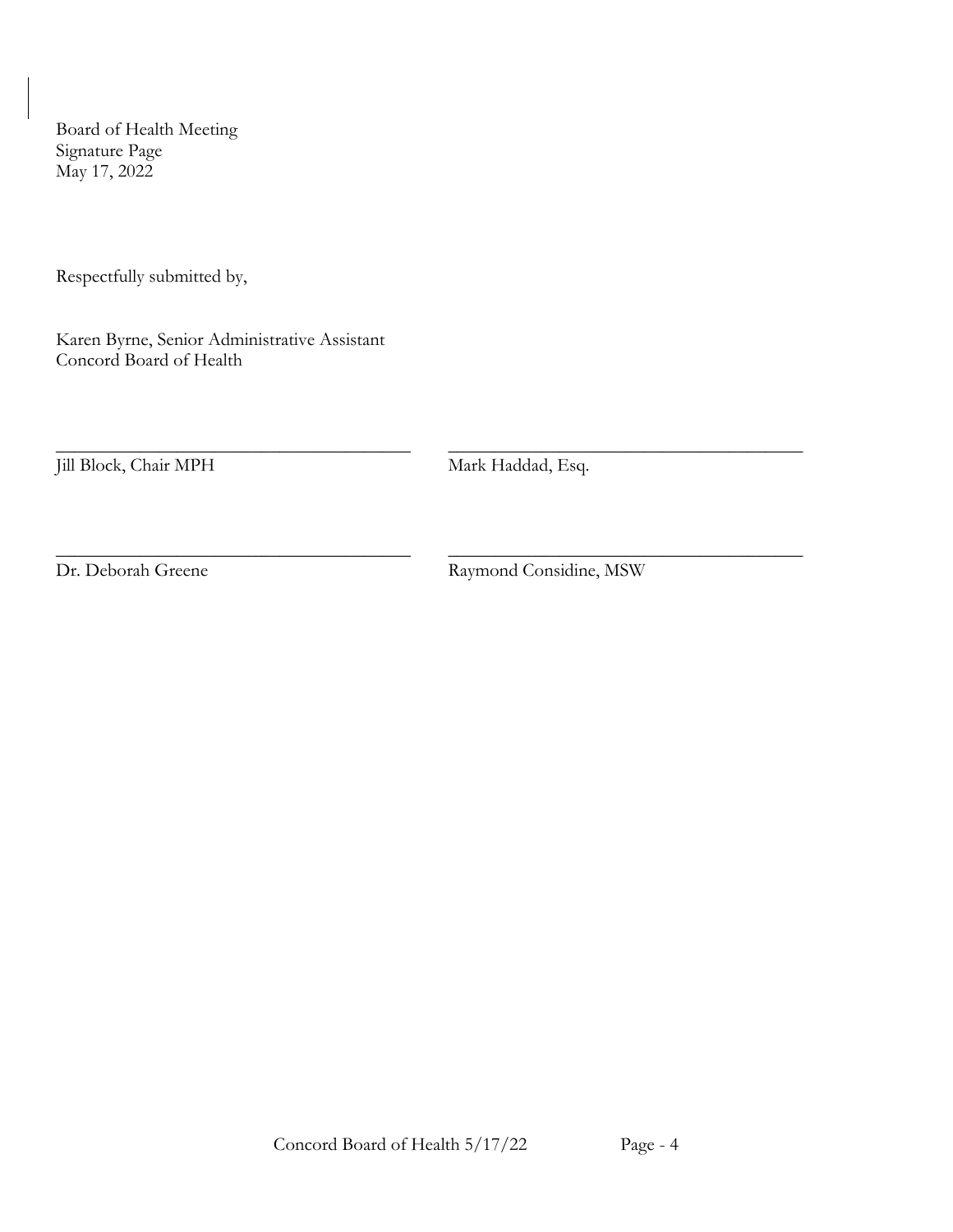Board of Health Meeting
Signature Page
May 17, 2022

Respectfully submitted by,

Karen Byrne, Senior Administrative Assistant
Concord Board of Health

| | |
|---|---|
| ______________________________ | ______________________________ |
| Jill Block, Chair MPH | Mark Haddad, Esq. |
| ______________________________ | ______________________________ |
| Dr. Deborah Greene | Raymond Considine, MSW |